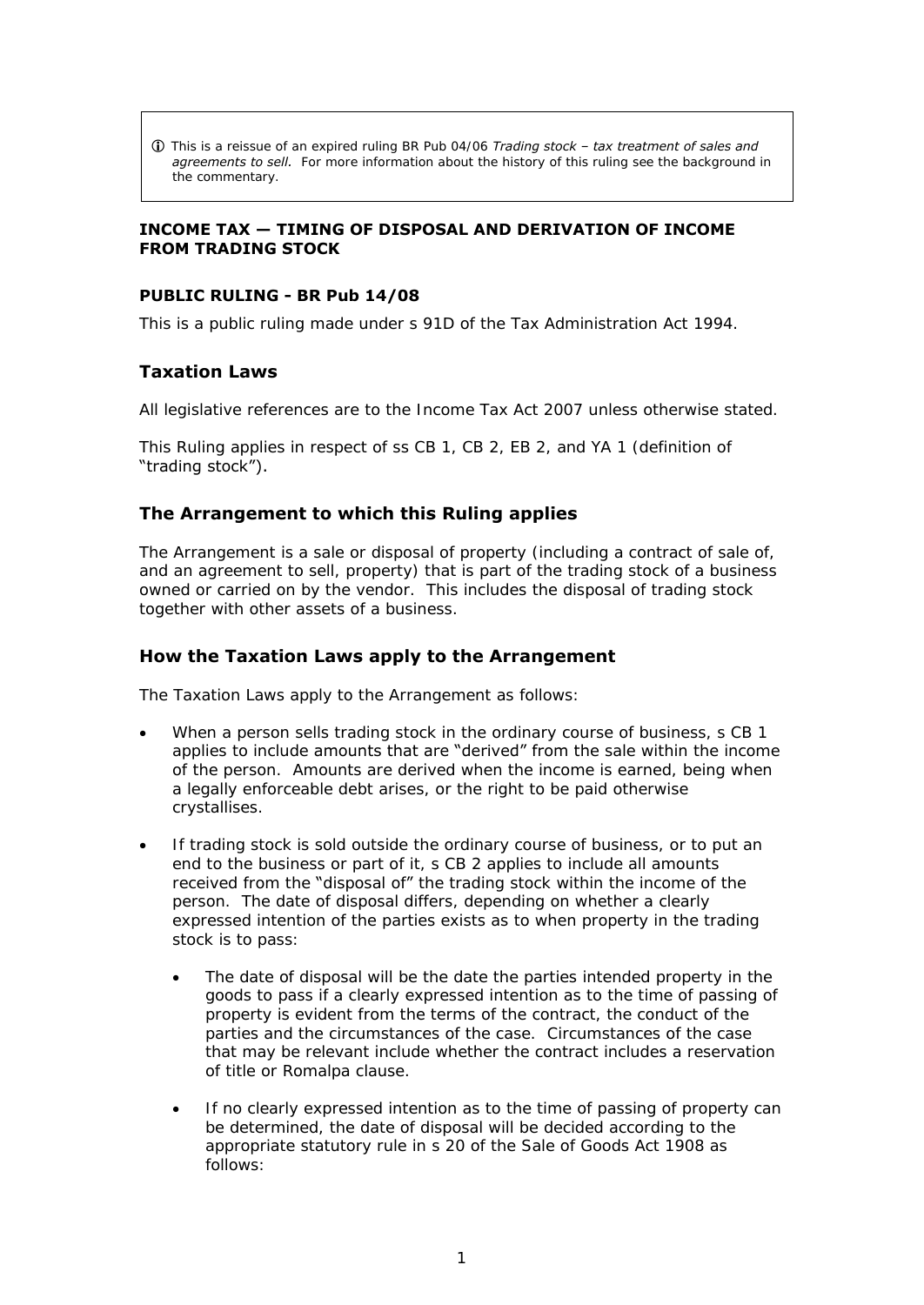ⓘ This is a reissue of an expired ruling BR Pub 04/06 *Trading stock – tax treatment of sales and agreements to sell.* For more information about the history of this ruling see the background in the commentary.

**INCOME TAX — TIMING OF DISPOSAL AND DERIVATION OF INCOME FROM TRADING STOCK**

**PUBLIC RULING - BR Pub 14/08**

This is a public ruling made under s 91D of the Tax Administration Act 1994.

## Taxation Laws

All legislative references are to the Income Tax Act 2007 unless otherwise stated.

This Ruling applies in respect of ss CB 1, CB 2, EB 2, and YA 1 (definition of "trading stock").

## The Arrangement to which this Ruling applies

The Arrangement is a sale or disposal of property (including a contract of sale of, and an agreement to sell, property) that is part of the trading stock of a business owned or carried on by the vendor. This includes the disposal of trading stock together with other assets of a business.

## How the Taxation Laws apply to the Arrangement

The Taxation Laws apply to the Arrangement as follows:

- When a person sells trading stock in the ordinary course of business, s CB 1 applies to include amounts that are "derived" from the sale within the income of the person. Amounts are derived when the income is earned, being when a legally enforceable debt arises, or the right to be paid otherwise crystallises.
- If trading stock is sold outside the ordinary course of business, or to put an end to the business or part of it, s CB 2 applies to include all amounts received from the "disposal of" the trading stock within the income of the person. The date of disposal differs, depending on whether a clearly expressed intention of the parties exists as to when property in the trading stock is to pass:
  - The date of disposal will be the date the parties intended property in the goods to pass if a clearly expressed intention as to the time of passing of property is evident from the terms of the contract, the conduct of the parties and the circumstances of the case. Circumstances of the case that may be relevant include whether the contract includes a reservation of title or Romalpa clause.
  - If no clearly expressed intention as to the time of passing of property can be determined, the date of disposal will be decided according to the appropriate statutory rule in s 20 of the Sale of Goods Act 1908 as follows: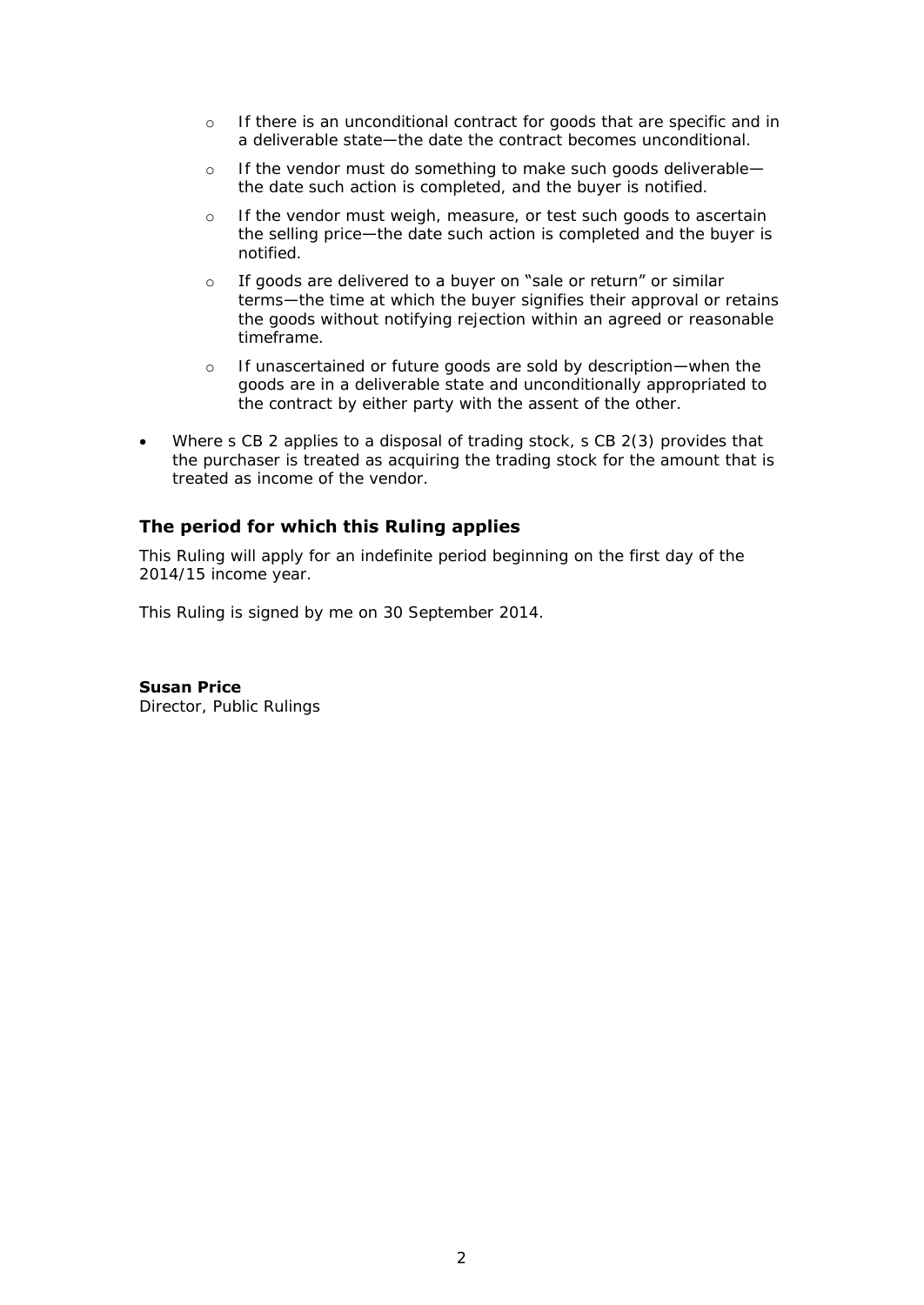- If there is an unconditional contract for goods that are specific and in a deliverable state—the date the contract becomes unconditional.
  - If the vendor must do something to make such goods deliverable—the date such action is completed, and the buyer is notified.
  - If the vendor must weigh, measure, or test such goods to ascertain the selling price—the date such action is completed and the buyer is notified.
  - If goods are delivered to a buyer on "sale or return" or similar terms—the time at which the buyer signifies their approval or retains the goods without notifying rejection within an agreed or reasonable timeframe.
  - If unascertained or future goods are sold by description—when the goods are in a deliverable state and unconditionally appropriated to the contract by either party with the assent of the other.

- Where s CB 2 applies to a disposal of trading stock, s CB 2(3) provides that the purchaser is treated as acquiring the trading stock for the amount that is treated as income of the vendor.

## The period for which this Ruling applies

This Ruling will apply for an indefinite period beginning on the first day of the 2014/15 income year.

This Ruling is signed by me on 30 September 2014.

**Susan Price**
Director, Public Rulings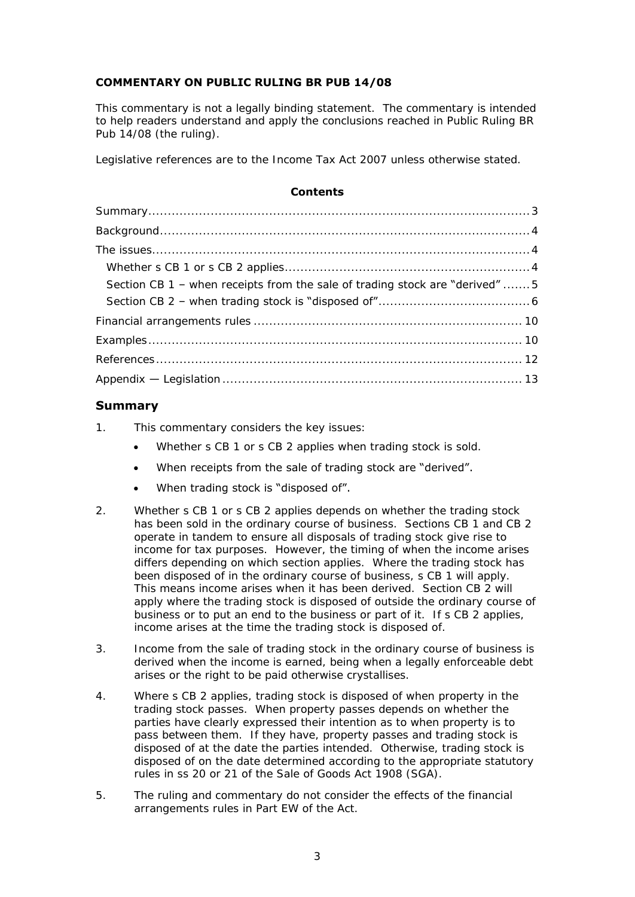**COMMENTARY ON PUBLIC RULING BR PUB 14/08**

This commentary is not a legally binding statement. The commentary is intended to help readers understand and apply the conclusions reached in Public Ruling BR Pub 14/08 (the ruling).

Legislative references are to the Income Tax Act 2007 unless otherwise stated.

**Contents**

- Summary ........ 3
- Background ........ 4
- The issues ........ 4
  - Whether s CB 1 or s CB 2 applies ........ 4
  - Section CB 1 – when receipts from the sale of trading stock are "derived" ........ 5
  - Section CB 2 – when trading stock is "disposed of" ........ 6
- Financial arrangements rules ........ 10
- Examples ........ 10
- References ........ 12
- Appendix — Legislation ........ 13

## Summary

1. This commentary considers the key issues:

   - Whether s CB 1 or s CB 2 applies when trading stock is sold.
   - When receipts from the sale of trading stock are "derived".
   - When trading stock is "disposed of".

2. Whether s CB 1 or s CB 2 applies depends on whether the trading stock has been sold in the ordinary course of business. Sections CB 1 and CB 2 operate in tandem to ensure all disposals of trading stock give rise to income for tax purposes. However, the timing of when the income arises differs depending on which section applies. Where the trading stock has been disposed of in the ordinary course of business, s CB 1 will apply. This means income arises when it has been derived. Section CB 2 will apply where the trading stock is disposed of outside the ordinary course of business or to put an end to the business or part of it. If s CB 2 applies, income arises at the time the trading stock is disposed of.

3. Income from the sale of trading stock in the ordinary course of business is derived when the income is earned, being when a legally enforceable debt arises or the right to be paid otherwise crystallises.

4. Where s CB 2 applies, trading stock is disposed of when property in the trading stock passes. When property passes depends on whether the parties have clearly expressed their intention as to when property is to pass between them. If they have, property passes and trading stock is disposed of at the date the parties intended. Otherwise, trading stock is disposed of on the date determined according to the appropriate statutory rules in ss 20 or 21 of the Sale of Goods Act 1908 (SGA).

5. The ruling and commentary do not consider the effects of the financial arrangements rules in Part EW of the Act.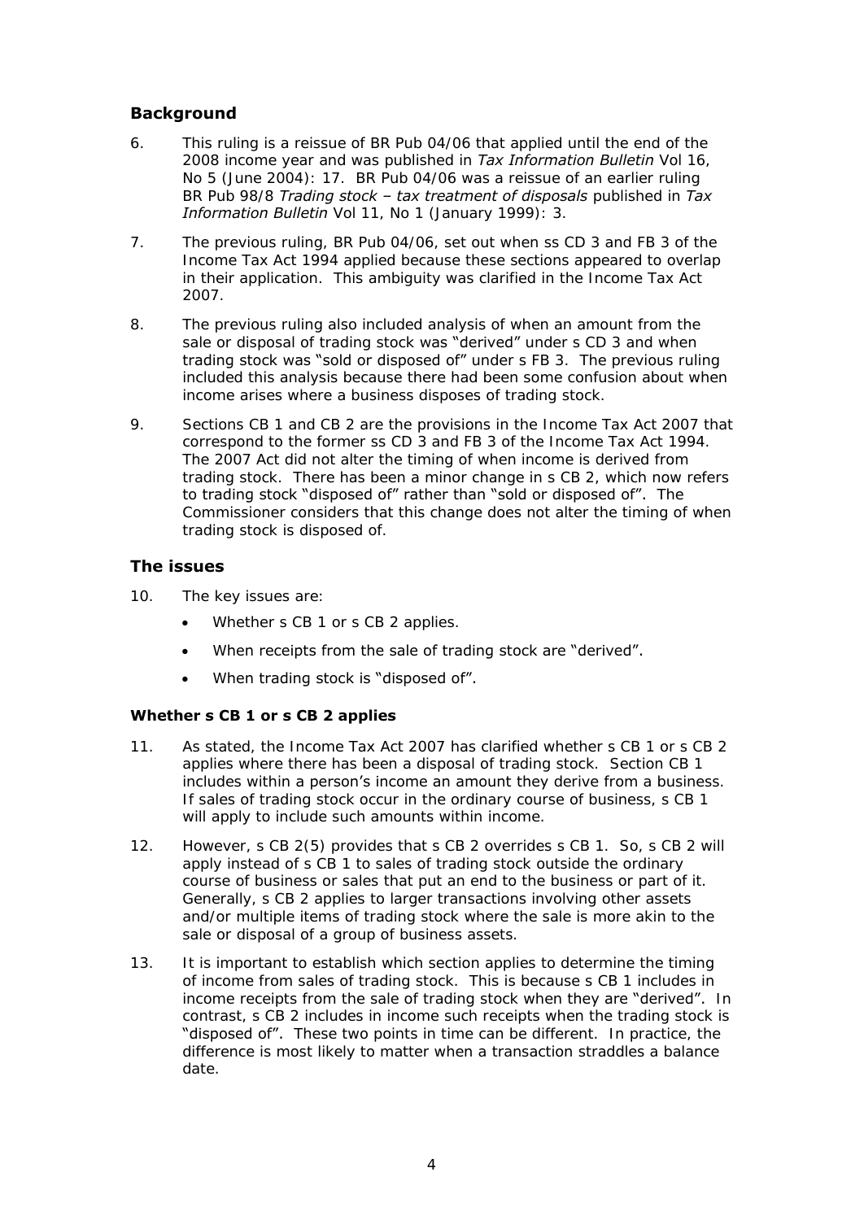## Background

6. This ruling is a reissue of BR Pub 04/06 that applied until the end of the 2008 income year and was published in *Tax Information Bulletin* Vol 16, No 5 (June 2004): 17. BR Pub 04/06 was a reissue of an earlier ruling BR Pub 98/8 *Trading stock – tax treatment of disposals* published in *Tax Information Bulletin* Vol 11, No 1 (January 1999): 3.

7. The previous ruling, BR Pub 04/06, set out when ss CD 3 and FB 3 of the Income Tax Act 1994 applied because these sections appeared to overlap in their application. This ambiguity was clarified in the Income Tax Act 2007.

8. The previous ruling also included analysis of when an amount from the sale or disposal of trading stock was "derived" under s CD 3 and when trading stock was "sold or disposed of" under s FB 3. The previous ruling included this analysis because there had been some confusion about when income arises where a business disposes of trading stock.

9. Sections CB 1 and CB 2 are the provisions in the Income Tax Act 2007 that correspond to the former ss CD 3 and FB 3 of the Income Tax Act 1994. The 2007 Act did not alter the timing of when income is derived from trading stock. There has been a minor change in s CB 2, which now refers to trading stock "disposed of" rather than "sold or disposed of". The Commissioner considers that this change does not alter the timing of when trading stock is disposed of.

## The issues

10. The key issues are:

    - Whether s CB 1 or s CB 2 applies.
    - When receipts from the sale of trading stock are "derived".
    - When trading stock is "disposed of".

### Whether s CB 1 or s CB 2 applies

11. As stated, the Income Tax Act 2007 has clarified whether s CB 1 or s CB 2 applies where there has been a disposal of trading stock. Section CB 1 includes within a person's income an amount they derive from a business. If sales of trading stock occur in the ordinary course of business, s CB 1 will apply to include such amounts within income.

12. However, s CB 2(5) provides that s CB 2 overrides s CB 1. So, s CB 2 will apply instead of s CB 1 to sales of trading stock outside the ordinary course of business or sales that put an end to the business or part of it. Generally, s CB 2 applies to larger transactions involving other assets and/or multiple items of trading stock where the sale is more akin to the sale or disposal of a group of business assets.

13. It is important to establish which section applies to determine the timing of income from sales of trading stock. This is because s CB 1 includes in income receipts from the sale of trading stock when they are "derived". In contrast, s CB 2 includes in income such receipts when the trading stock is "disposed of". These two points in time can be different. In practice, the difference is most likely to matter when a transaction straddles a balance date.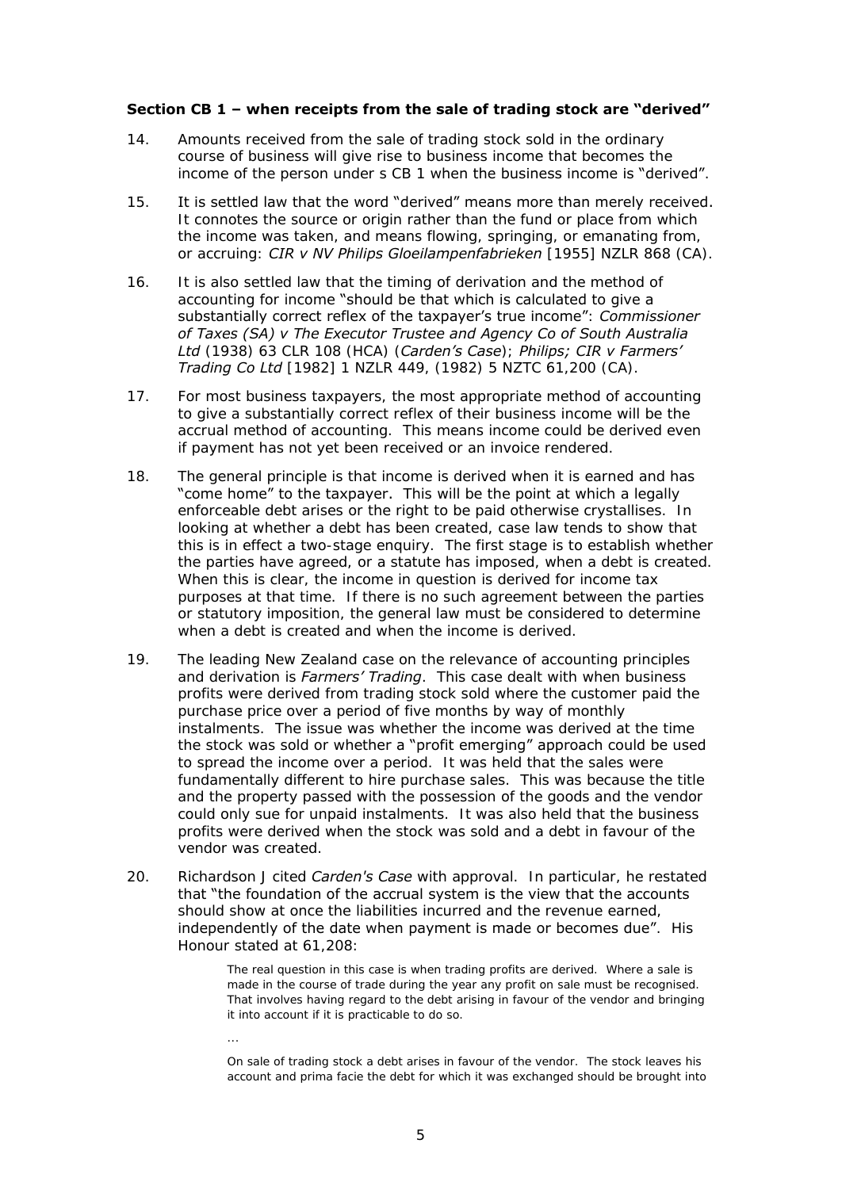### Section CB 1 – when receipts from the sale of trading stock are "derived"

14. Amounts received from the sale of trading stock sold in the ordinary course of business will give rise to business income that becomes the income of the person under s CB 1 when the business income is "derived".

15. It is settled law that the word "derived" means more than merely received. It connotes the source or origin rather than the fund or place from which the income was taken, and means flowing, springing, or emanating from, or accruing: *CIR v NV Philips Gloeilampenfabrieken* [1955] NZLR 868 (CA).

16. It is also settled law that the timing of derivation and the method of accounting for income "should be that which is calculated to give a substantially correct reflex of the taxpayer's true income": *Commissioner of Taxes (SA) v The Executor Trustee and Agency Co of South Australia Ltd* (1938) 63 CLR 108 (HCA) (*Carden's Case*); *Philips; CIR v Farmers' Trading Co Ltd* [1982] 1 NZLR 449, (1982) 5 NZTC 61,200 (CA).

17. For most business taxpayers, the most appropriate method of accounting to give a substantially correct reflex of their business income will be the accrual method of accounting. This means income could be derived even if payment has not yet been received or an invoice rendered.

18. The general principle is that income is derived when it is earned and has "come home" to the taxpayer. This will be the point at which a legally enforceable debt arises or the right to be paid otherwise crystallises. In looking at whether a debt has been created, case law tends to show that this is in effect a two-stage enquiry. The first stage is to establish whether the parties have agreed, or a statute has imposed, when a debt is created. When this is clear, the income in question is derived for income tax purposes at that time. If there is no such agreement between the parties or statutory imposition, the general law must be considered to determine when a debt is created and when the income is derived.

19. The leading New Zealand case on the relevance of accounting principles and derivation is *Farmers' Trading*. This case dealt with when business profits were derived from trading stock sold where the customer paid the purchase price over a period of five months by way of monthly instalments. The issue was whether the income was derived at the time the stock was sold or whether a "profit emerging" approach could be used to spread the income over a period. It was held that the sales were fundamentally different to hire purchase sales. This was because the title and the property passed with the possession of the goods and the vendor could only sue for unpaid instalments. It was also held that the business profits were derived when the stock was sold and a debt in favour of the vendor was created.

20. Richardson J cited *Carden's Case* with approval. In particular, he restated that "the foundation of the accrual system is the view that the accounts should show at once the liabilities incurred and the revenue earned, independently of the date when payment is made or becomes due". His Honour stated at 61,208:

> The real question in this case is when trading profits are derived. Where a sale is made in the course of trade during the year any profit on sale must be recognised. That involves having regard to the debt arising in favour of the vendor and bringing it into account if it is practicable to do so.
>
> …
>
> On sale of trading stock a debt arises in favour of the vendor. The stock leaves his account and prima facie the debt for which it was exchanged should be brought into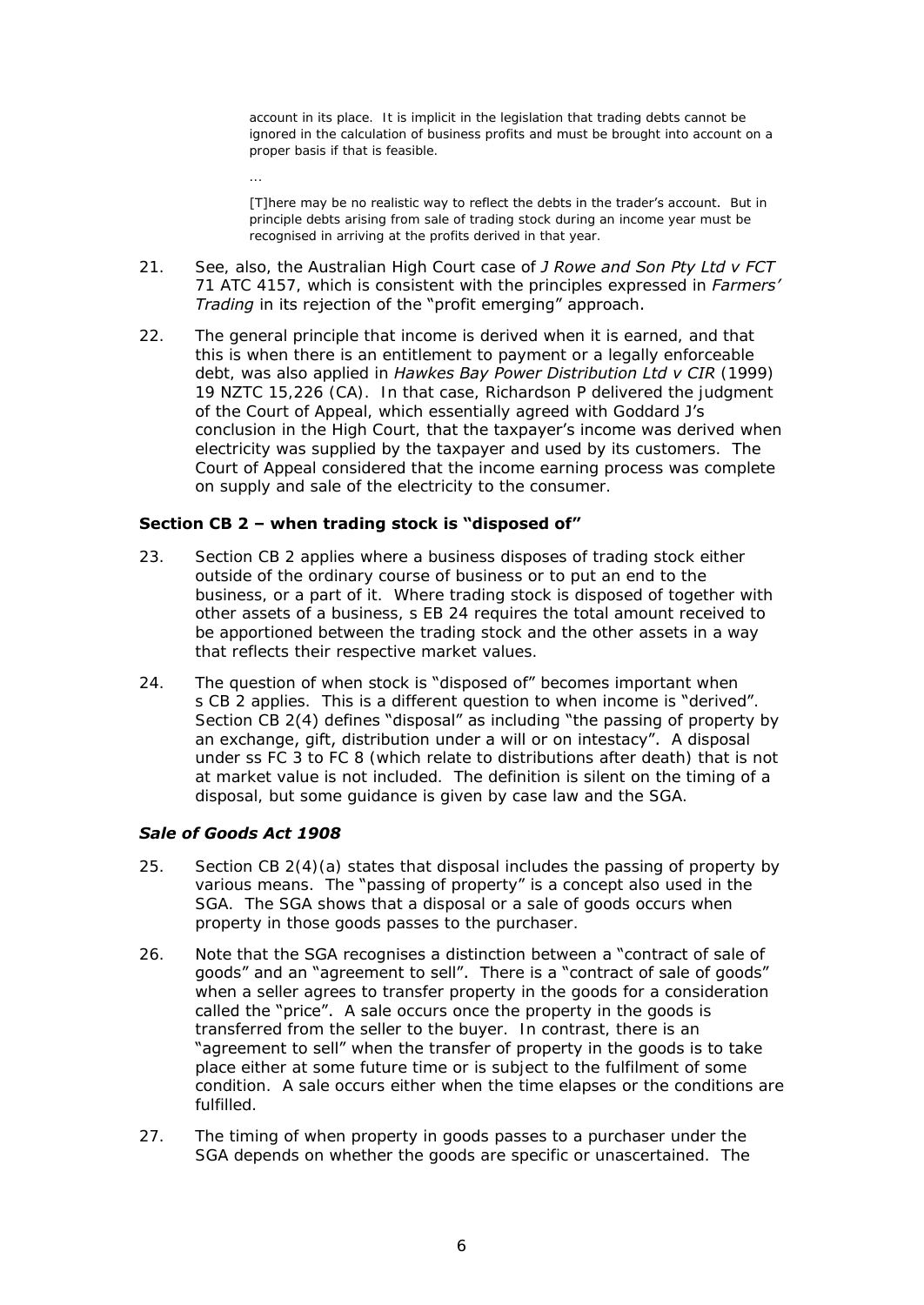> account in its place. It is implicit in the legislation that trading debts cannot be ignored in the calculation of business profits and must be brought into account on a proper basis if that is feasible.
>
> …
>
> [T]here may be no realistic way to reflect the debts in the trader's account. But in principle debts arising from sale of trading stock during an income year must be recognised in arriving at the profits derived in that year.

21. See, also, the Australian High Court case of *J Rowe and Son Pty Ltd v FCT* 71 ATC 4157, which is consistent with the principles expressed in *Farmers' Trading* in its rejection of the "profit emerging" approach.

22. The general principle that income is derived when it is earned, and that this is when there is an entitlement to payment or a legally enforceable debt, was also applied in *Hawkes Bay Power Distribution Ltd v CIR* (1999) 19 NZTC 15,226 (CA). In that case, Richardson P delivered the judgment of the Court of Appeal, which essentially agreed with Goddard J's conclusion in the High Court, that the taxpayer's income was derived when electricity was supplied by the taxpayer and used by its customers. The Court of Appeal considered that the income earning process was complete on supply and sale of the electricity to the consumer.

### Section CB 2 – when trading stock is "disposed of"

23. Section CB 2 applies where a business disposes of trading stock either outside of the ordinary course of business or to put an end to the business, or a part of it. Where trading stock is disposed of together with other assets of a business, s EB 24 requires the total amount received to be apportioned between the trading stock and the other assets in a way that reflects their respective market values.

24. The question of when stock is "disposed of" becomes important when s CB 2 applies. This is a different question to when income is "derived". Section CB 2(4) defines "disposal" as including "the passing of property by an exchange, gift, distribution under a will or on intestacy". A disposal under ss FC 3 to FC 8 (which relate to distributions after death) that is not at market value is not included. The definition is silent on the timing of a disposal, but some guidance is given by case law and the SGA.

#### *Sale of Goods Act 1908*

25. Section CB 2(4)(a) states that disposal includes the passing of property by various means. The "passing of property" is a concept also used in the SGA. The SGA shows that a disposal or a sale of goods occurs when property in those goods passes to the purchaser.

26. Note that the SGA recognises a distinction between a "contract of sale of goods" and an "agreement to sell". There is a "contract of sale of goods" when a seller agrees to transfer property in the goods for a consideration called the "price". A sale occurs once the property in the goods is transferred from the seller to the buyer. In contrast, there is an "agreement to sell" when the transfer of property in the goods is to take place either at some future time or is subject to the fulfilment of some condition. A sale occurs either when the time elapses or the conditions are fulfilled.

27. The timing of when property in goods passes to a purchaser under the SGA depends on whether the goods are specific or unascertained. The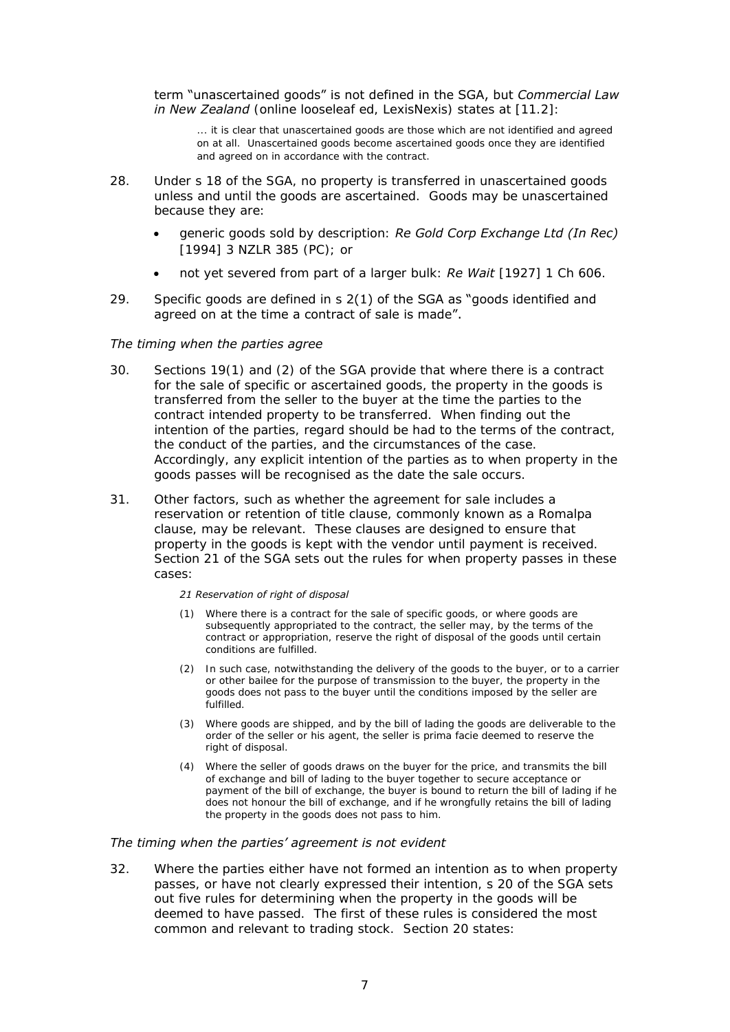term "unascertained goods" is not defined in the SGA, but *Commercial Law in New Zealand* (online looseleaf ed, LexisNexis) states at [11.2]:

> … it is clear that unascertained goods are those which are not identified and agreed on at all. Unascertained goods become ascertained goods once they are identified and agreed on in accordance with the contract.

28. Under s 18 of the SGA, no property is transferred in unascertained goods unless and until the goods are ascertained. Goods may be unascertained because they are:

    - generic goods sold by description: *Re Gold Corp Exchange Ltd (In Rec)* [1994] 3 NZLR 385 (PC); or
    - not yet severed from part of a larger bulk: *Re Wait* [1927] 1 Ch 606.

29. Specific goods are defined in s 2(1) of the SGA as "goods identified and agreed on at the time a contract of sale is made".

*The timing when the parties agree*

30. Sections 19(1) and (2) of the SGA provide that where there is a contract for the sale of specific or ascertained goods, the property in the goods is transferred from the seller to the buyer at the time the parties to the contract intended property to be transferred. When finding out the intention of the parties, regard should be had to the terms of the contract, the conduct of the parties, and the circumstances of the case. Accordingly, any explicit intention of the parties as to when property in the goods passes will be recognised as the date the sale occurs.

31. Other factors, such as whether the agreement for sale includes a reservation or retention of title clause, commonly known as a Romalpa clause, may be relevant. These clauses are designed to ensure that property in the goods is kept with the vendor until payment is received. Section 21 of the SGA sets out the rules for when property passes in these cases:

    > *21 Reservation of right of disposal*
    >
    > (1) Where there is a contract for the sale of specific goods, or where goods are subsequently appropriated to the contract, the seller may, by the terms of the contract or appropriation, reserve the right of disposal of the goods until certain conditions are fulfilled.
    >
    > (2) In such case, notwithstanding the delivery of the goods to the buyer, or to a carrier or other bailee for the purpose of transmission to the buyer, the property in the goods does not pass to the buyer until the conditions imposed by the seller are fulfilled.
    >
    > (3) Where goods are shipped, and by the bill of lading the goods are deliverable to the order of the seller or his agent, the seller is prima facie deemed to reserve the right of disposal.
    >
    > (4) Where the seller of goods draws on the buyer for the price, and transmits the bill of exchange and bill of lading to the buyer together to secure acceptance or payment of the bill of exchange, the buyer is bound to return the bill of lading if he does not honour the bill of exchange, and if he wrongfully retains the bill of lading the property in the goods does not pass to him.

*The timing when the parties' agreement is not evident*

32. Where the parties either have not formed an intention as to when property passes, or have not clearly expressed their intention, s 20 of the SGA sets out five rules for determining when the property in the goods will be deemed to have passed. The first of these rules is considered the most common and relevant to trading stock. Section 20 states: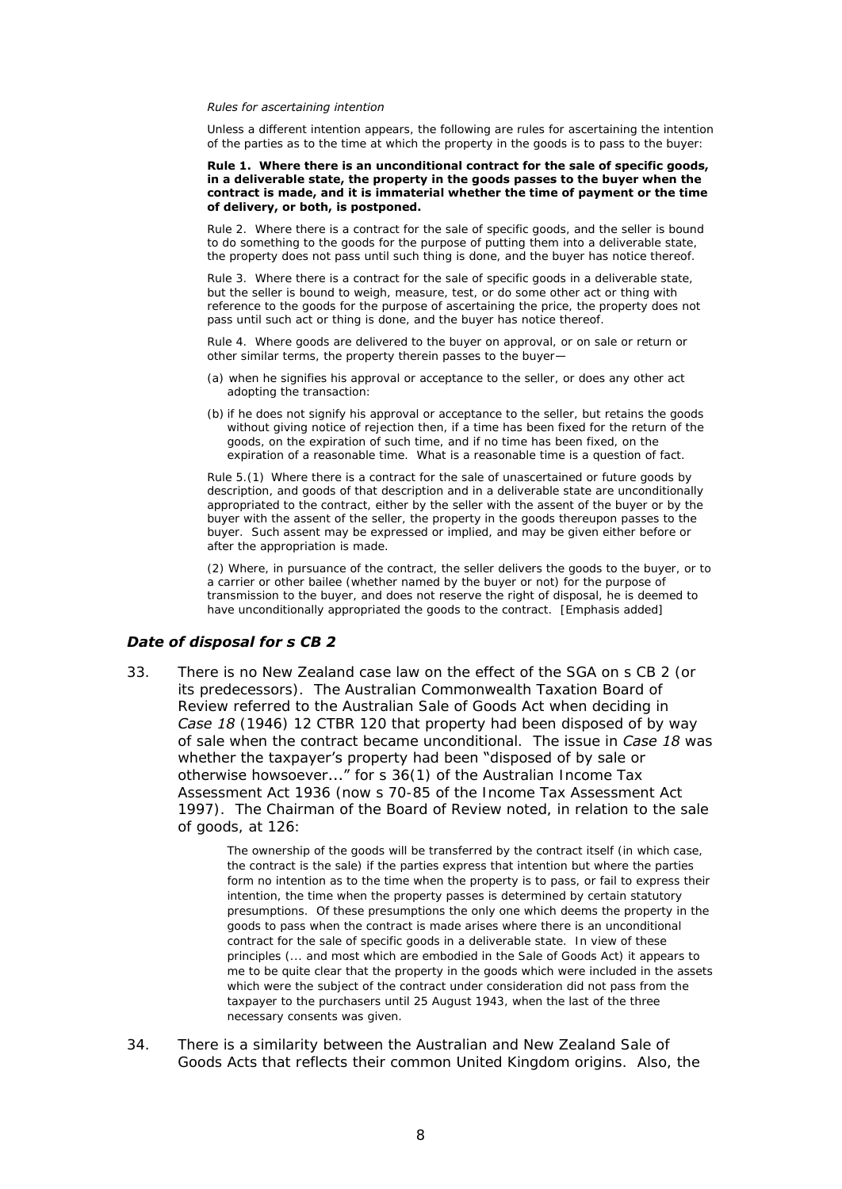*Rules for ascertaining intention*

Unless a different intention appears, the following are rules for ascertaining the intention of the parties as to the time at which the property in the goods is to pass to the buyer:

**Rule 1. Where there is an unconditional contract for the sale of specific goods, in a deliverable state, the property in the goods passes to the buyer when the contract is made, and it is immaterial whether the time of payment or the time of delivery, or both, is postponed.**

Rule 2. Where there is a contract for the sale of specific goods, and the seller is bound to do something to the goods for the purpose of putting them into a deliverable state, the property does not pass until such thing is done, and the buyer has notice thereof.

Rule 3. Where there is a contract for the sale of specific goods in a deliverable state, but the seller is bound to weigh, measure, test, or do some other act or thing with reference to the goods for the purpose of ascertaining the price, the property does not pass until such act or thing is done, and the buyer has notice thereof.

Rule 4. Where goods are delivered to the buyer on approval, or on sale or return or other similar terms, the property therein passes to the buyer—

(a) when he signifies his approval or acceptance to the seller, or does any other act adopting the transaction:

(b) if he does not signify his approval or acceptance to the seller, but retains the goods without giving notice of rejection then, if a time has been fixed for the return of the goods, on the expiration of such time, and if no time has been fixed, on the expiration of a reasonable time. What is a reasonable time is a question of fact.

Rule 5.(1) Where there is a contract for the sale of unascertained or future goods by description, and goods of that description and in a deliverable state are unconditionally appropriated to the contract, either by the seller with the assent of the buyer or by the buyer with the assent of the seller, the property in the goods thereupon passes to the buyer. Such assent may be expressed or implied, and may be given either before or after the appropriation is made.

(2) Where, in pursuance of the contract, the seller delivers the goods to the buyer, or to a carrier or other bailee (whether named by the buyer or not) for the purpose of transmission to the buyer, and does not reserve the right of disposal, he is deemed to have unconditionally appropriated the goods to the contract. [Emphasis added]

### *Date of disposal for s CB 2*

33. There is no New Zealand case law on the effect of the SGA on s CB 2 (or its predecessors). The Australian Commonwealth Taxation Board of Review referred to the Australian Sale of Goods Act when deciding in *Case 18* (1946) 12 CTBR 120 that property had been disposed of by way of sale when the contract became unconditional. The issue in *Case 18* was whether the taxpayer's property had been "disposed of by sale or otherwise howsoever..." for s 36(1) of the Australian Income Tax Assessment Act 1936 (now s 70-85 of the Income Tax Assessment Act 1997). The Chairman of the Board of Review noted, in relation to the sale of goods, at 126:

> The ownership of the goods will be transferred by the contract itself (in which case, the contract is the sale) if the parties express that intention but where the parties form no intention as to the time when the property is to pass, or fail to express their intention, the time when the property passes is determined by certain statutory presumptions. Of these presumptions the only one which deems the property in the goods to pass when the contract is made arises where there is an unconditional contract for the sale of specific goods in a deliverable state. In view of these principles (... and most which are embodied in the Sale of Goods Act) it appears to me to be quite clear that the property in the goods which were included in the assets which were the subject of the contract under consideration did not pass from the taxpayer to the purchasers until 25 August 1943, when the last of the three necessary consents was given.

34. There is a similarity between the Australian and New Zealand Sale of Goods Acts that reflects their common United Kingdom origins. Also, the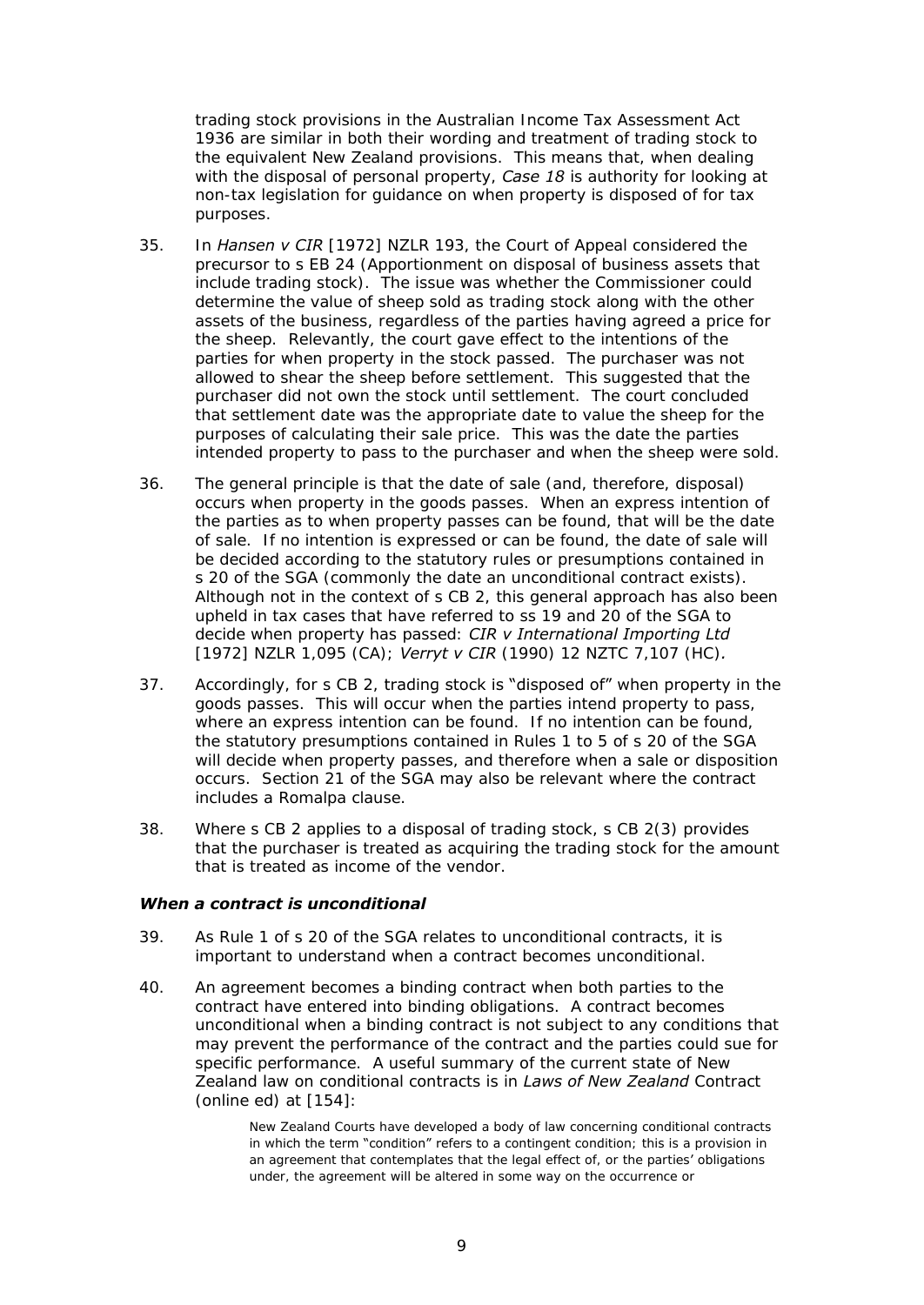trading stock provisions in the Australian Income Tax Assessment Act 1936 are similar in both their wording and treatment of trading stock to the equivalent New Zealand provisions. This means that, when dealing with the disposal of personal property, *Case 18* is authority for looking at non-tax legislation for guidance on when property is disposed of for tax purposes.

35. In *Hansen v CIR* [1972] NZLR 193, the Court of Appeal considered the precursor to s EB 24 (Apportionment on disposal of business assets that include trading stock). The issue was whether the Commissioner could determine the value of sheep sold as trading stock along with the other assets of the business, regardless of the parties having agreed a price for the sheep. Relevantly, the court gave effect to the intentions of the parties for when property in the stock passed. The purchaser was not allowed to shear the sheep before settlement. This suggested that the purchaser did not own the stock until settlement. The court concluded that settlement date was the appropriate date to value the sheep for the purposes of calculating their sale price. This was the date the parties intended property to pass to the purchaser and when the sheep were sold.

36. The general principle is that the date of sale (and, therefore, disposal) occurs when property in the goods passes. When an express intention of the parties as to when property passes can be found, that will be the date of sale. If no intention is expressed or can be found, the date of sale will be decided according to the statutory rules or presumptions contained in s 20 of the SGA (commonly the date an unconditional contract exists). Although not in the context of s CB 2, this general approach has also been upheld in tax cases that have referred to ss 19 and 20 of the SGA to decide when property has passed: *CIR v International Importing Ltd* [1972] NZLR 1,095 (CA); *Verryt v CIR* (1990) 12 NZTC 7,107 (HC).

37. Accordingly, for s CB 2, trading stock is "disposed of" when property in the goods passes. This will occur when the parties intend property to pass, where an express intention can be found. If no intention can be found, the statutory presumptions contained in Rules 1 to 5 of s 20 of the SGA will decide when property passes, and therefore when a sale or disposition occurs. Section 21 of the SGA may also be relevant where the contract includes a Romalpa clause.

38. Where s CB 2 applies to a disposal of trading stock, s CB 2(3) provides that the purchaser is treated as acquiring the trading stock for the amount that is treated as income of the vendor.

### *When a contract is unconditional*

39. As Rule 1 of s 20 of the SGA relates to unconditional contracts, it is important to understand when a contract becomes unconditional.

40. An agreement becomes a binding contract when both parties to the contract have entered into binding obligations. A contract becomes unconditional when a binding contract is not subject to any conditions that may prevent the performance of the contract and the parties could sue for specific performance. A useful summary of the current state of New Zealand law on conditional contracts is in *Laws of New Zealand* Contract (online ed) at [154]:

> New Zealand Courts have developed a body of law concerning conditional contracts in which the term "condition" refers to a contingent condition; this is a provision in an agreement that contemplates that the legal effect of, or the parties' obligations under, the agreement will be altered in some way on the occurrence or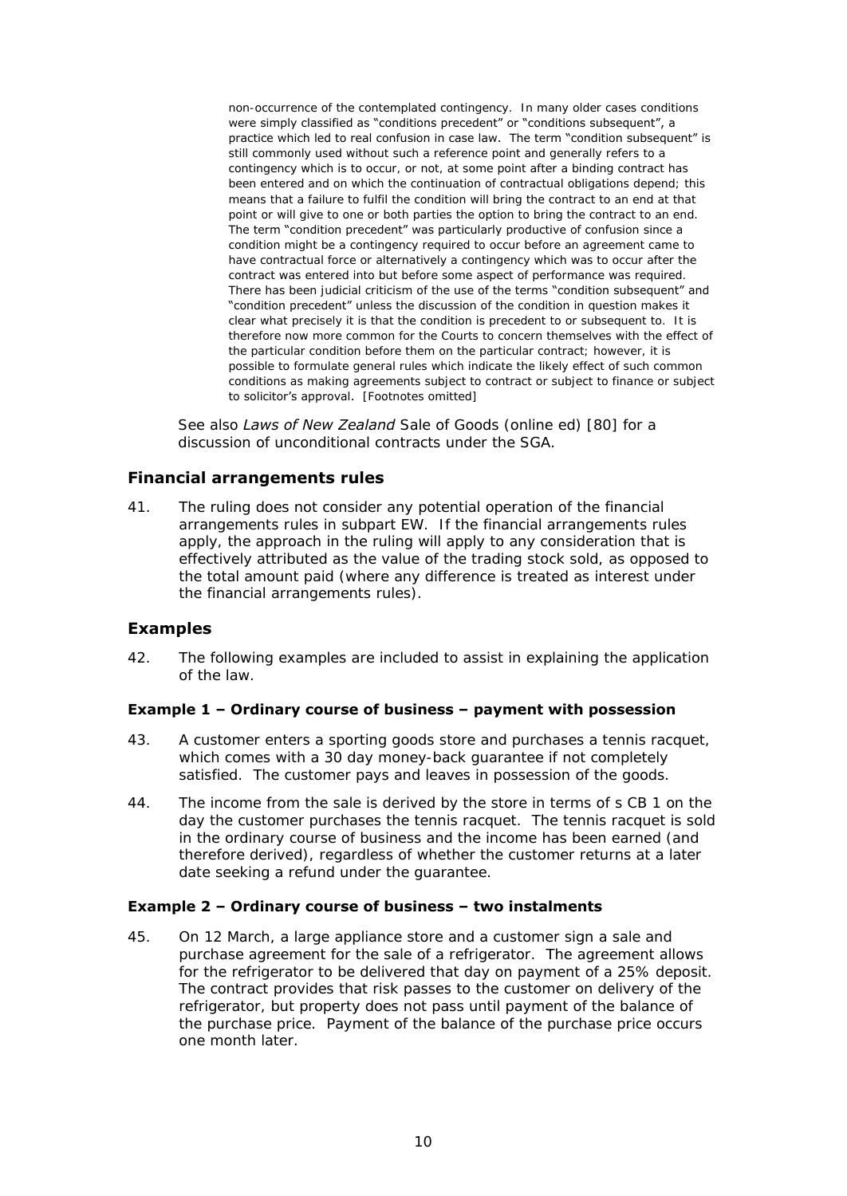> non-occurrence of the contemplated contingency. In many older cases conditions were simply classified as "conditions precedent" or "conditions subsequent", a practice which led to real confusion in case law. The term "condition subsequent" is still commonly used without such a reference point and generally refers to a contingency which is to occur, or not, at some point after a binding contract has been entered and on which the continuation of contractual obligations depend; this means that a failure to fulfil the condition will bring the contract to an end at that point or will give to one or both parties the option to bring the contract to an end. The term "condition precedent" was particularly productive of confusion since a condition might be a contingency required to occur before an agreement came to have contractual force or alternatively a contingency which was to occur after the contract was entered into but before some aspect of performance was required. There has been judicial criticism of the use of the terms "condition subsequent" and "condition precedent" unless the discussion of the condition in question makes it clear what precisely it is that the condition is precedent to or subsequent to. It is therefore now more common for the Courts to concern themselves with the effect of the particular condition before them on the particular contract; however, it is possible to formulate general rules which indicate the likely effect of such common conditions as making agreements subject to contract or subject to finance or subject to solicitor's approval. [Footnotes omitted]

See also *Laws of New Zealand* Sale of Goods (online ed) [80] for a discussion of unconditional contracts under the SGA.

## Financial arrangements rules

41. The ruling does not consider any potential operation of the financial arrangements rules in subpart EW. If the financial arrangements rules apply, the approach in the ruling will apply to any consideration that is effectively attributed as the value of the trading stock sold, as opposed to the total amount paid (where any difference is treated as interest under the financial arrangements rules).

## Examples

42. The following examples are included to assist in explaining the application of the law.

### Example 1 – Ordinary course of business – payment with possession

43. A customer enters a sporting goods store and purchases a tennis racquet, which comes with a 30 day money-back guarantee if not completely satisfied. The customer pays and leaves in possession of the goods.

44. The income from the sale is derived by the store in terms of s CB 1 on the day the customer purchases the tennis racquet. The tennis racquet is sold in the ordinary course of business and the income has been earned (and therefore derived), regardless of whether the customer returns at a later date seeking a refund under the guarantee.

### Example 2 – Ordinary course of business – two instalments

45. On 12 March, a large appliance store and a customer sign a sale and purchase agreement for the sale of a refrigerator. The agreement allows for the refrigerator to be delivered that day on payment of a 25% deposit. The contract provides that risk passes to the customer on delivery of the refrigerator, but property does not pass until payment of the balance of the purchase price. Payment of the balance of the purchase price occurs one month later.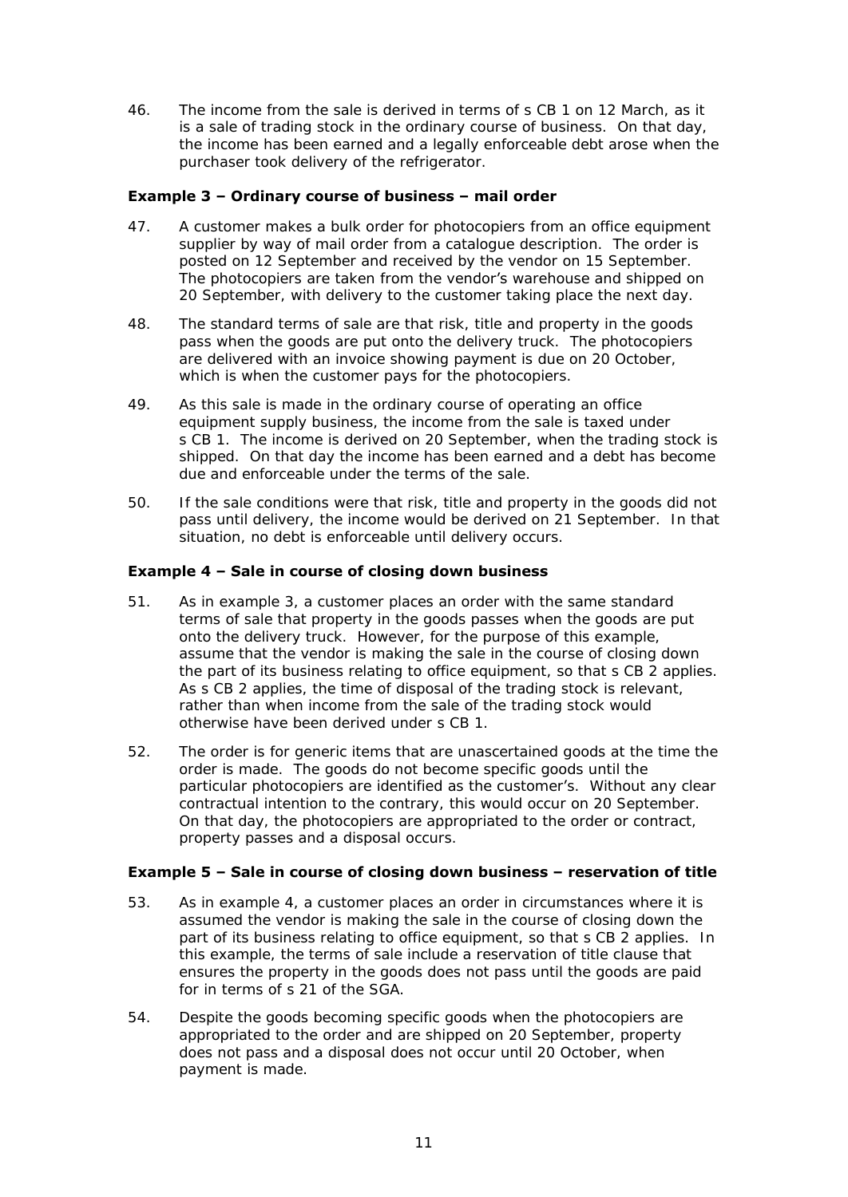46. The income from the sale is derived in terms of s CB 1 on 12 March, as it is a sale of trading stock in the ordinary course of business. On that day, the income has been earned and a legally enforceable debt arose when the purchaser took delivery of the refrigerator.

**Example 3 – Ordinary course of business – mail order**

47. A customer makes a bulk order for photocopiers from an office equipment supplier by way of mail order from a catalogue description. The order is posted on 12 September and received by the vendor on 15 September. The photocopiers are taken from the vendor's warehouse and shipped on 20 September, with delivery to the customer taking place the next day.

48. The standard terms of sale are that risk, title and property in the goods pass when the goods are put onto the delivery truck. The photocopiers are delivered with an invoice showing payment is due on 20 October, which is when the customer pays for the photocopiers.

49. As this sale is made in the ordinary course of operating an office equipment supply business, the income from the sale is taxed under s CB 1. The income is derived on 20 September, when the trading stock is shipped. On that day the income has been earned and a debt has become due and enforceable under the terms of the sale.

50. If the sale conditions were that risk, title and property in the goods did not pass until delivery, the income would be derived on 21 September. In that situation, no debt is enforceable until delivery occurs.

**Example 4 – Sale in course of closing down business**

51. As in example 3, a customer places an order with the same standard terms of sale that property in the goods passes when the goods are put onto the delivery truck. However, for the purpose of this example, assume that the vendor is making the sale in the course of closing down the part of its business relating to office equipment, so that s CB 2 applies. As s CB 2 applies, the time of disposal of the trading stock is relevant, rather than when income from the sale of the trading stock would otherwise have been derived under s CB 1.

52. The order is for generic items that are unascertained goods at the time the order is made. The goods do not become specific goods until the particular photocopiers are identified as the customer's. Without any clear contractual intention to the contrary, this would occur on 20 September. On that day, the photocopiers are appropriated to the order or contract, property passes and a disposal occurs.

**Example 5 – Sale in course of closing down business – reservation of title**

53. As in example 4, a customer places an order in circumstances where it is assumed the vendor is making the sale in the course of closing down the part of its business relating to office equipment, so that s CB 2 applies. In this example, the terms of sale include a reservation of title clause that ensures the property in the goods does not pass until the goods are paid for in terms of s 21 of the SGA.

54. Despite the goods becoming specific goods when the photocopiers are appropriated to the order and are shipped on 20 September, property does not pass and a disposal does not occur until 20 October, when payment is made.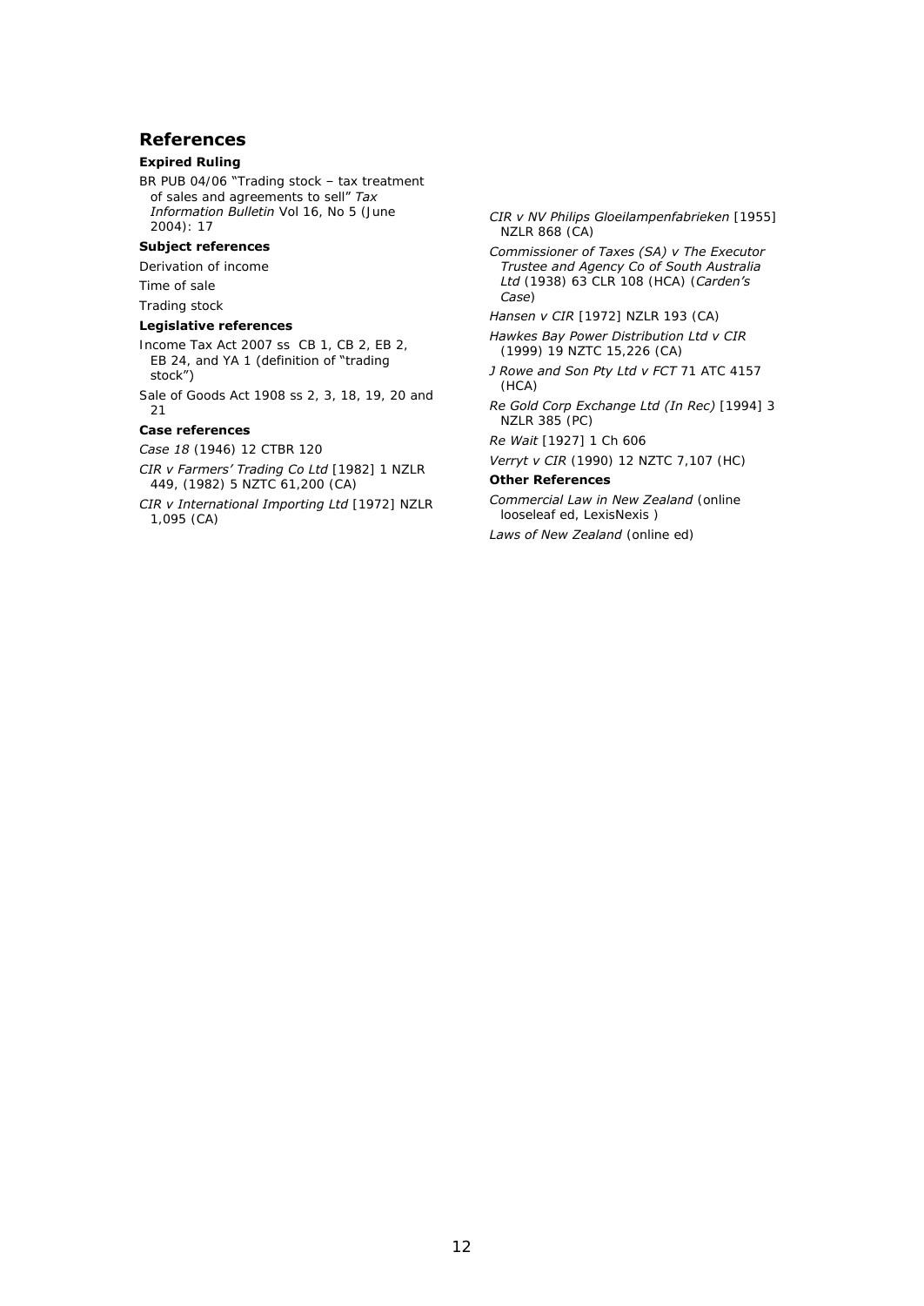## References

**Expired Ruling**

BR PUB 04/06 "Trading stock – tax treatment of sales and agreements to sell" *Tax Information Bulletin* Vol 16, No 5 (June 2004): 17

**Subject references**

Derivation of income

Time of sale

Trading stock

**Legislative references**

Income Tax Act 2007 ss CB 1, CB 2, EB 2, EB 24, and YA 1 (definition of "trading stock")

Sale of Goods Act 1908 ss 2, 3, 18, 19, 20 and 21

**Case references**

*Case 18* (1946) 12 CTBR 120

*CIR v Farmers' Trading Co Ltd* [1982] 1 NZLR 449, (1982) 5 NZTC 61,200 (CA)

*CIR v International Importing Ltd* [1972] NZLR 1,095 (CA)

*CIR v NV Philips Gloeilampenfabrieken* [1955] NZLR 868 (CA)

*Commissioner of Taxes (SA) v The Executor Trustee and Agency Co of South Australia Ltd* (1938) 63 CLR 108 (HCA) (*Carden's Case*)

*Hansen v CIR* [1972] NZLR 193 (CA)

*Hawkes Bay Power Distribution Ltd v CIR* (1999) 19 NZTC 15,226 (CA)

*J Rowe and Son Pty Ltd v FCT* 71 ATC 4157 (HCA)

*Re Gold Corp Exchange Ltd (In Rec)* [1994] 3 NZLR 385 (PC)

*Re Wait* [1927] 1 Ch 606

*Verryt v CIR* (1990) 12 NZTC 7,107 (HC)

**Other References**

*Commercial Law in New Zealand* (online looseleaf ed, LexisNexis )

*Laws of New Zealand* (online ed)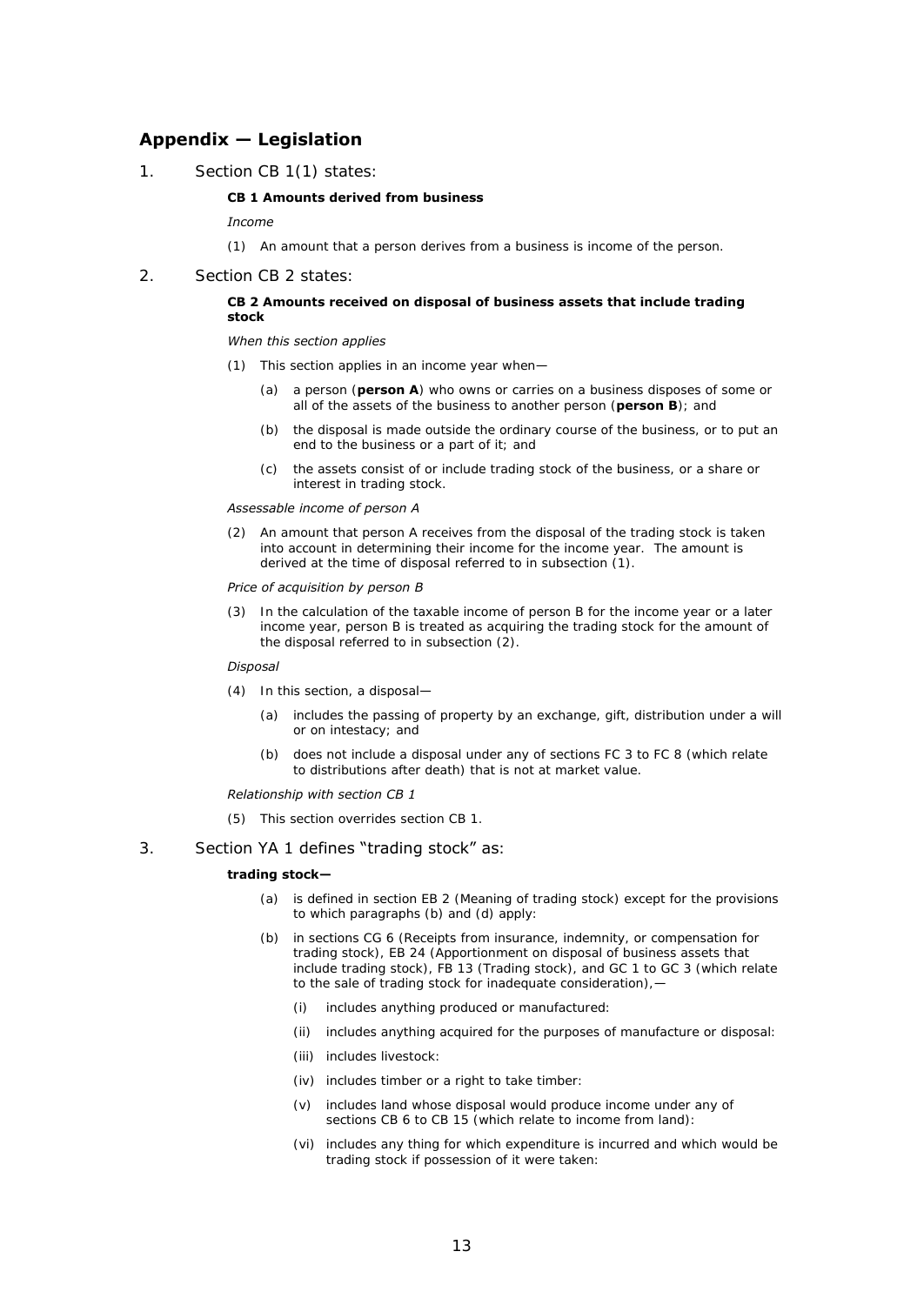## Appendix — Legislation

1. Section CB 1(1) states:

   **CB 1 Amounts derived from business**

   *Income*

   (1) An amount that a person derives from a business is income of the person.

2. Section CB 2 states:

   **CB 2 Amounts received on disposal of business assets that include trading stock**

   *When this section applies*

   (1) This section applies in an income year when—

   (a) a person (**person A**) who owns or carries on a business disposes of some or all of the assets of the business to another person (**person B**); and

   (b) the disposal is made outside the ordinary course of the business, or to put an end to the business or a part of it; and

   (c) the assets consist of or include trading stock of the business, or a share or interest in trading stock.

   *Assessable income of person A*

   (2) An amount that person A receives from the disposal of the trading stock is taken into account in determining their income for the income year. The amount is derived at the time of disposal referred to in subsection (1).

   *Price of acquisition by person B*

   (3) In the calculation of the taxable income of person B for the income year or a later income year, person B is treated as acquiring the trading stock for the amount of the disposal referred to in subsection (2).

   *Disposal*

   (4) In this section, a disposal—

   (a) includes the passing of property by an exchange, gift, distribution under a will or on intestacy; and

   (b) does not include a disposal under any of sections FC 3 to FC 8 (which relate to distributions after death) that is not at market value.

   *Relationship with section CB 1*

   (5) This section overrides section CB 1.

3. Section YA 1 defines "trading stock" as:

   **trading stock—**

   (a) is defined in section EB 2 (Meaning of trading stock) except for the provisions to which paragraphs (b) and (d) apply:

   (b) in sections CG 6 (Receipts from insurance, indemnity, or compensation for trading stock), EB 24 (Apportionment on disposal of business assets that include trading stock), FB 13 (Trading stock), and GC 1 to GC 3 (which relate to the sale of trading stock for inadequate consideration),—

   (i) includes anything produced or manufactured:

   (ii) includes anything acquired for the purposes of manufacture or disposal:

   (iii) includes livestock:

   (iv) includes timber or a right to take timber:

   (v) includes land whose disposal would produce income under any of sections CB 6 to CB 15 (which relate to income from land):

   (vi) includes any thing for which expenditure is incurred and which would be trading stock if possession of it were taken: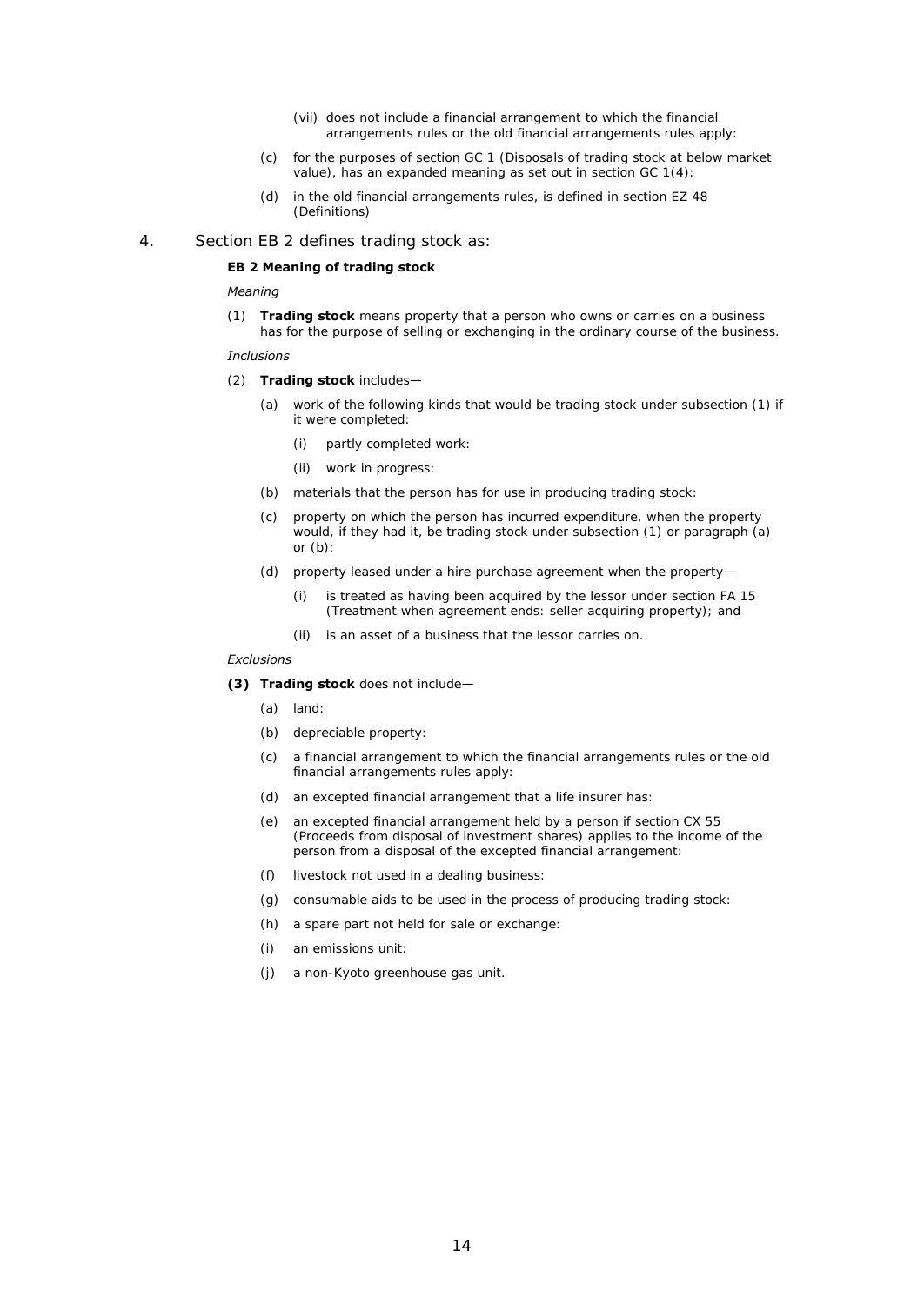(vii) does not include a financial arrangement to which the financial arrangements rules or the old financial arrangements rules apply:

(c) for the purposes of section GC 1 (Disposals of trading stock at below market value), has an expanded meaning as set out in section GC 1(4):

(d) in the old financial arrangements rules, is defined in section EZ 48 (Definitions)

4. Section EB 2 defines trading stock as:

**EB 2 Meaning of trading stock**

*Meaning*

(1) **Trading stock** means property that a person who owns or carries on a business has for the purpose of selling or exchanging in the ordinary course of the business.

*Inclusions*

(2) **Trading stock** includes—

(a) work of the following kinds that would be trading stock under subsection (1) if it were completed:

(i) partly completed work:

(ii) work in progress:

(b) materials that the person has for use in producing trading stock:

(c) property on which the person has incurred expenditure, when the property would, if they had it, be trading stock under subsection (1) or paragraph (a) or (b):

(d) property leased under a hire purchase agreement when the property—

(i) is treated as having been acquired by the lessor under section FA 15 (Treatment when agreement ends: seller acquiring property); and

(ii) is an asset of a business that the lessor carries on.

*Exclusions*

**(3) Trading stock** does not include—

(a) land:

(b) depreciable property:

(c) a financial arrangement to which the financial arrangements rules or the old financial arrangements rules apply:

(d) an excepted financial arrangement that a life insurer has:

(e) an excepted financial arrangement held by a person if section CX 55 (Proceeds from disposal of investment shares) applies to the income of the person from a disposal of the excepted financial arrangement:

(f) livestock not used in a dealing business:

(g) consumable aids to be used in the process of producing trading stock:

(h) a spare part not held for sale or exchange:

(i) an emissions unit:

(j) a non-Kyoto greenhouse gas unit.